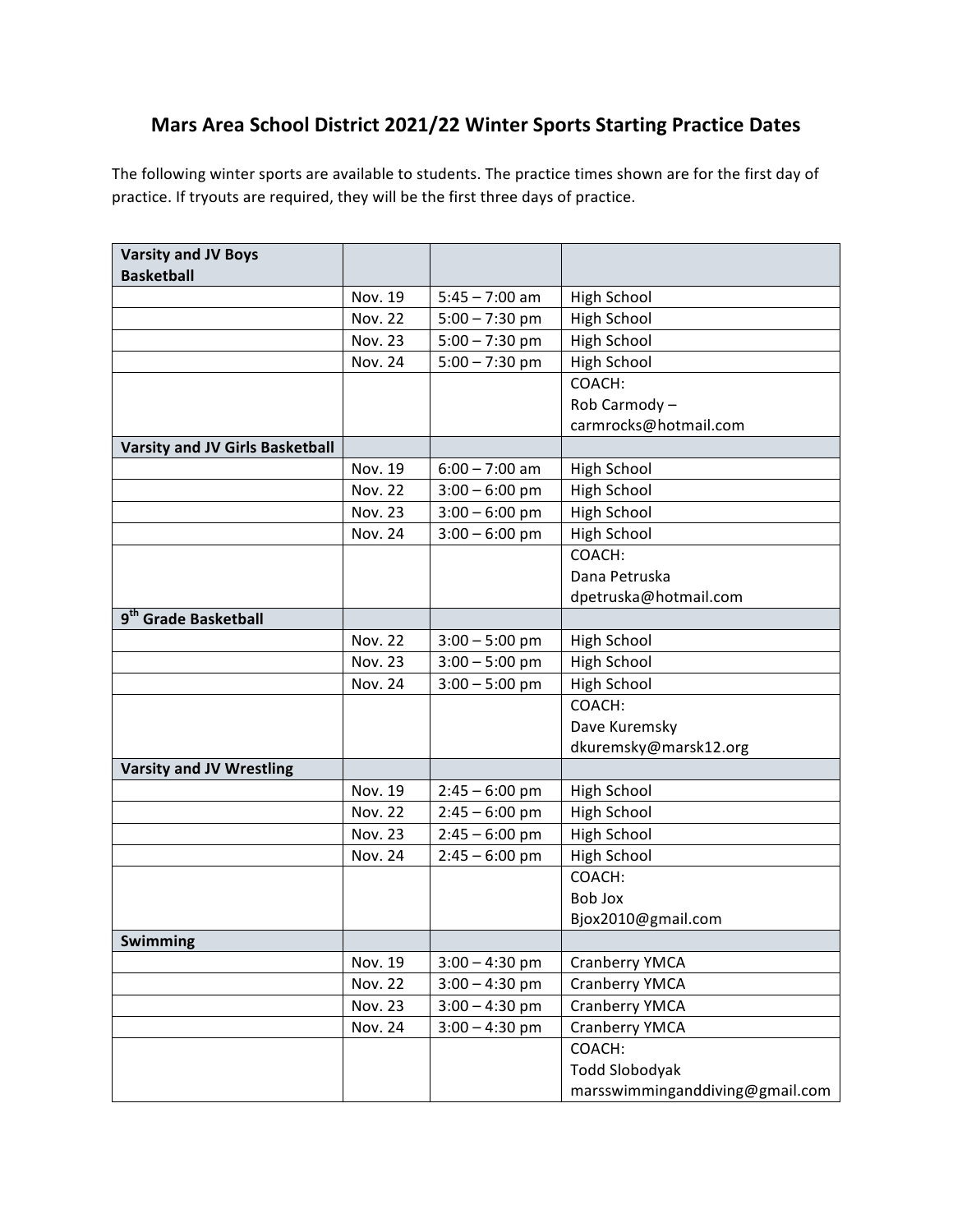# Mars Area School District 2021/22 Winter Sports Starting Practice Dates

The following winter sports are available to students. The practice times shown are for the first day of practice. If tryouts are required, they will be the first three days of practice.

| **Varsity and JV Boys Basketball** | | | |
|---|---|---|---|
| | Nov. 19 | 5:45 – 7:00 am | High School |
| | Nov. 22 | 5:00 – 7:30 pm | High School |
| | Nov. 23 | 5:00 – 7:30 pm | High School |
| | Nov. 24 | 5:00 – 7:30 pm | High School |
| | | | COACH: Rob Carmody – carmrocks@hotmail.com |
| **Varsity and JV Girls Basketball** | | | |
| | Nov. 19 | 6:00 – 7:00 am | High School |
| | Nov. 22 | 3:00 – 6:00 pm | High School |
| | Nov. 23 | 3:00 – 6:00 pm | High School |
| | Nov. 24 | 3:00 – 6:00 pm | High School |
| | | | COACH: Dana Petruska dpetruska@hotmail.com |
| **9th Grade Basketball** | | | |
| | Nov. 22 | 3:00 – 5:00 pm | High School |
| | Nov. 23 | 3:00 – 5:00 pm | High School |
| | Nov. 24 | 3:00 – 5:00 pm | High School |
| | | | COACH: Dave Kuremsky dkuremsky@marsk12.org |
| **Varsity and JV Wrestling** | | | |
| | Nov. 19 | 2:45 – 6:00 pm | High School |
| | Nov. 22 | 2:45 – 6:00 pm | High School |
| | Nov. 23 | 2:45 – 6:00 pm | High School |
| | Nov. 24 | 2:45 – 6:00 pm | High School |
| | | | COACH: Bob Jox Bjox2010@gmail.com |
| **Swimming** | | | |
| | Nov. 19 | 3:00 – 4:30 pm | Cranberry YMCA |
| | Nov. 22 | 3:00 – 4:30 pm | Cranberry YMCA |
| | Nov. 23 | 3:00 – 4:30 pm | Cranberry YMCA |
| | Nov. 24 | 3:00 – 4:30 pm | Cranberry YMCA |
| | | | COACH: Todd Slobodyak marsswimminganddiving@gmail.com |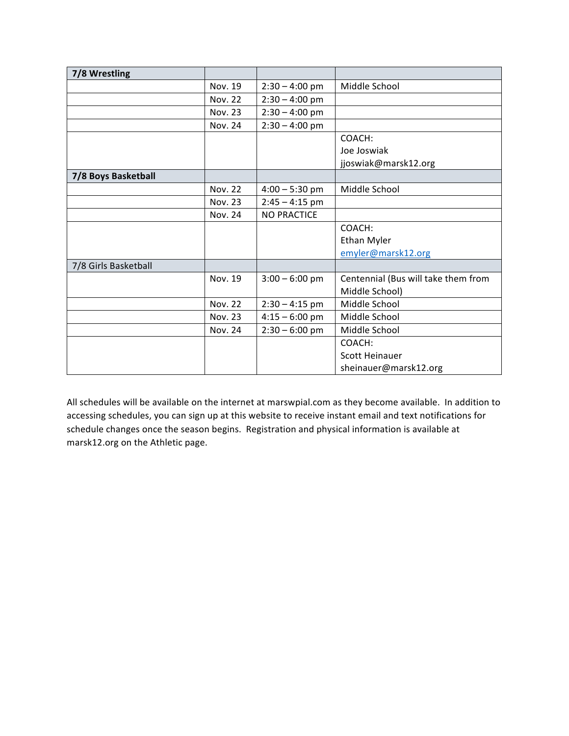| | | | |
|---|---|---|---|
| **7/8 Wrestling** | | | |
| | Nov. 19 | 2:30 – 4:00 pm | Middle School |
| | Nov. 22 | 2:30 – 4:00 pm | |
| | Nov. 23 | 2:30 – 4:00 pm | |
| | Nov. 24 | 2:30 – 4:00 pm | |
| | | | COACH:<br>Joe Joswiak<br>jjoswiak@marsk12.org |
| **7/8 Boys Basketball** | | | |
| | Nov. 22 | 4:00 – 5:30 pm | Middle School |
| | Nov. 23 | 2:45 – 4:15 pm | |
| | Nov. 24 | NO PRACTICE | |
| | | | COACH:<br>Ethan Myler<br>emyler@marsk12.org |
| 7/8 Girls Basketball | | | |
| | Nov. 19 | 3:00 – 6:00 pm | Centennial (Bus will take them from Middle School) |
| | Nov. 22 | 2:30 – 4:15 pm | Middle School |
| | Nov. 23 | 4:15 – 6:00 pm | Middle School |
| | Nov. 24 | 2:30 – 6:00 pm | Middle School |
| | | | COACH:<br>Scott Heinauer<br>sheinauer@marsk12.org |

All schedules will be available on the internet at marswpial.com as they become available. In addition to accessing schedules, you can sign up at this website to receive instant email and text notifications for schedule changes once the season begins. Registration and physical information is available at marsk12.org on the Athletic page.